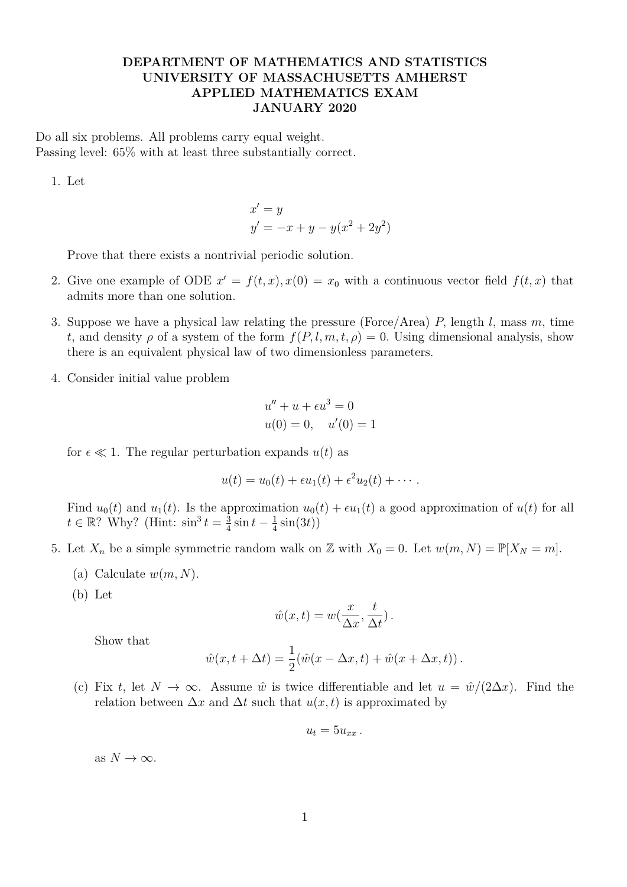**DEPARTMENT OF MATHEMATICS AND STATISTICS**
**UNIVERSITY OF MASSACHUSETTS AMHERST**
**APPLIED MATHEMATICS EXAM**
**JANUARY 2020**

Do all six problems. All problems carry equal weight.
Passing level: 65% with at least three substantially correct.

1. Let

$$x' = y$$
$$y' = -x + y - y(x^2 + 2y^2)$$

   Prove that there exists a nontrivial periodic solution.

2. Give one example of ODE $x' = f(t, x), x(0) = x_0$ with a continuous vector field $f(t, x)$ that admits more than one solution.

3. Suppose we have a physical law relating the pressure (Force/Area) $P$, length $l$, mass $m$, time $t$, and density $\rho$ of a system of the form $f(P, l, m, t, \rho) = 0$. Using dimensional analysis, show there is an equivalent physical law of two dimensionless parameters.

4. Consider initial value problem

$$u'' + u + \epsilon u^3 = 0$$
$$u(0) = 0, \quad u'(0) = 1$$

   for $\epsilon \ll 1$. The regular perturbation expands $u(t)$ as

$$u(t) = u_0(t) + \epsilon u_1(t) + \epsilon^2 u_2(t) + \cdots .$$

   Find $u_0(t)$ and $u_1(t)$. Is the approximation $u_0(t) + \epsilon u_1(t)$ a good approximation of $u(t)$ for all $t \in \mathbb{R}$? Why? (Hint: $\sin^3 t = \frac{3}{4} \sin t - \frac{1}{4} \sin(3t)$)

5. Let $X_n$ be a simple symmetric random walk on $\mathbb{Z}$ with $X_0 = 0$. Let $w(m, N) = \mathbb{P}[X_N = m]$.

   (a) Calculate $w(m, N)$.

   (b) Let

$$\hat{w}(x, t) = w(\frac{x}{\Delta x}, \frac{t}{\Delta t}) .$$

   Show that

$$\hat{w}(x, t + \Delta t) = \frac{1}{2}(\hat{w}(x - \Delta x, t) + \hat{w}(x + \Delta x, t)) .$$

   (c) Fix $t$, let $N \to \infty$. Assume $\hat{w}$ is twice differentiable and let $u = \hat{w}/(2\Delta x)$. Find the relation between $\Delta x$ and $\Delta t$ such that $u(x, t)$ is approximated by

$$u_t = 5u_{xx} .$$

   as $N \to \infty$.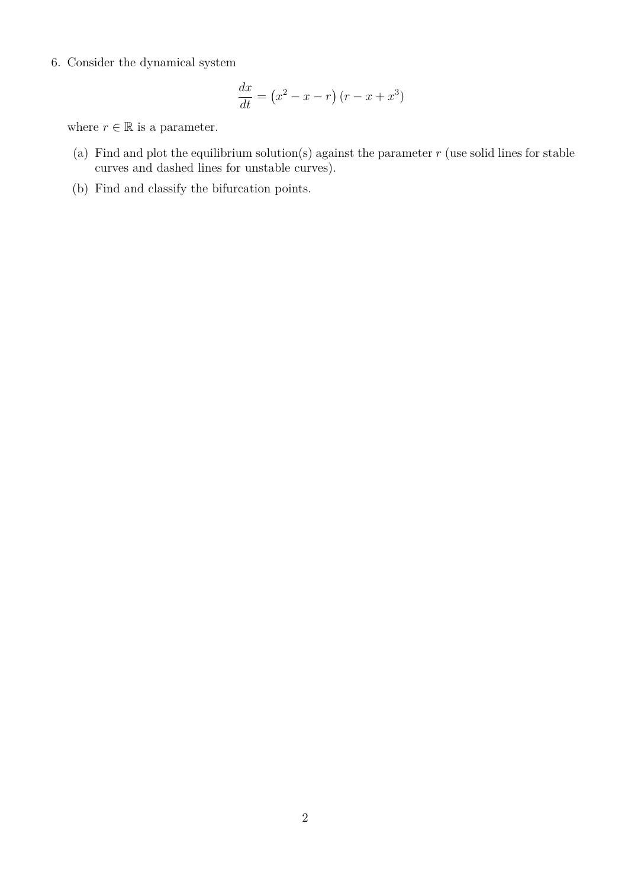6. Consider the dynamical system

$$\frac{dx}{dt} = \left(x^2 - x - r\right)\left(r - x + x^3\right)$$

where $r \in \mathbb{R}$ is a parameter.

(a) Find and plot the equilibrium solution(s) against the parameter $r$ (use solid lines for stable curves and dashed lines for unstable curves).

(b) Find and classify the bifurcation points.